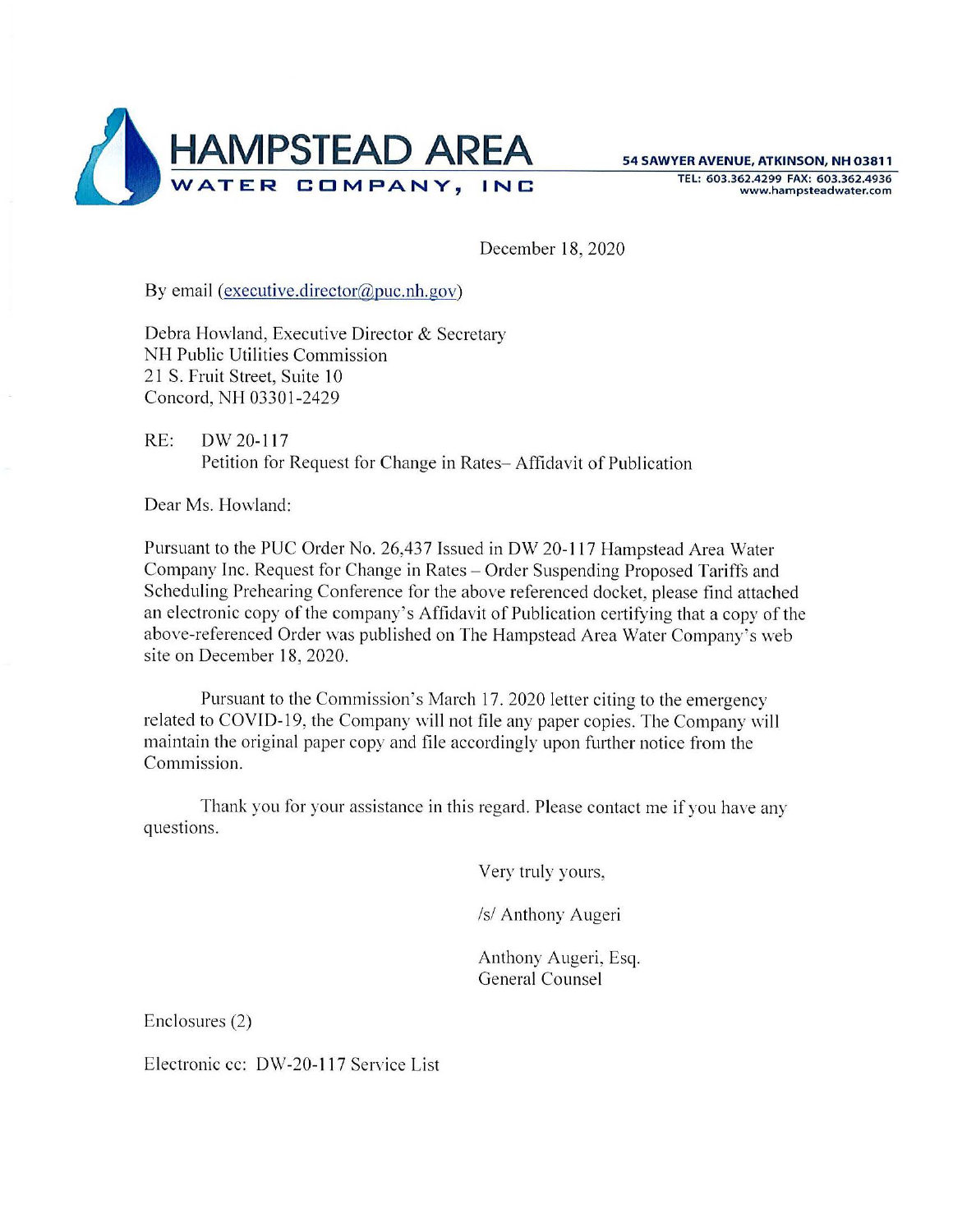# HAMPSTEAD AREA WATER COMPANY, INC

54 SAWYER AVENUE, ATKINSON, NH 03811
TEL: 603.362.4299 FAX: 603.362.4936
www.hampsteadwater.com

December 18, 2020

By email (executive.director@puc.nh.gov)

Debra Howland, Executive Director & Secretary
NH Public Utilities Commission
21 S. Fruit Street, Suite 10
Concord, NH 03301-2429

RE: DW 20-117
Petition for Request for Change in Rates– Affidavit of Publication

Dear Ms. Howland:

Pursuant to the PUC Order No. 26,437 Issued in DW 20-117 Hampstead Area Water Company Inc. Request for Change in Rates – Order Suspending Proposed Tariffs and Scheduling Prehearing Conference for the above referenced docket, please find attached an electronic copy of the company's Affidavit of Publication certifying that a copy of the above-referenced Order was published on The Hampstead Area Water Company's web site on December 18, 2020.

Pursuant to the Commission's March 17. 2020 letter citing to the emergency related to COVID-19, the Company will not file any paper copies. The Company will maintain the original paper copy and file accordingly upon further notice from the Commission.

Thank you for your assistance in this regard. Please contact me if you have any questions.

Very truly yours,

/s/ Anthony Augeri

Anthony Augeri, Esq.
General Counsel

Enclosures (2)

Electronic cc: DW-20-117 Service List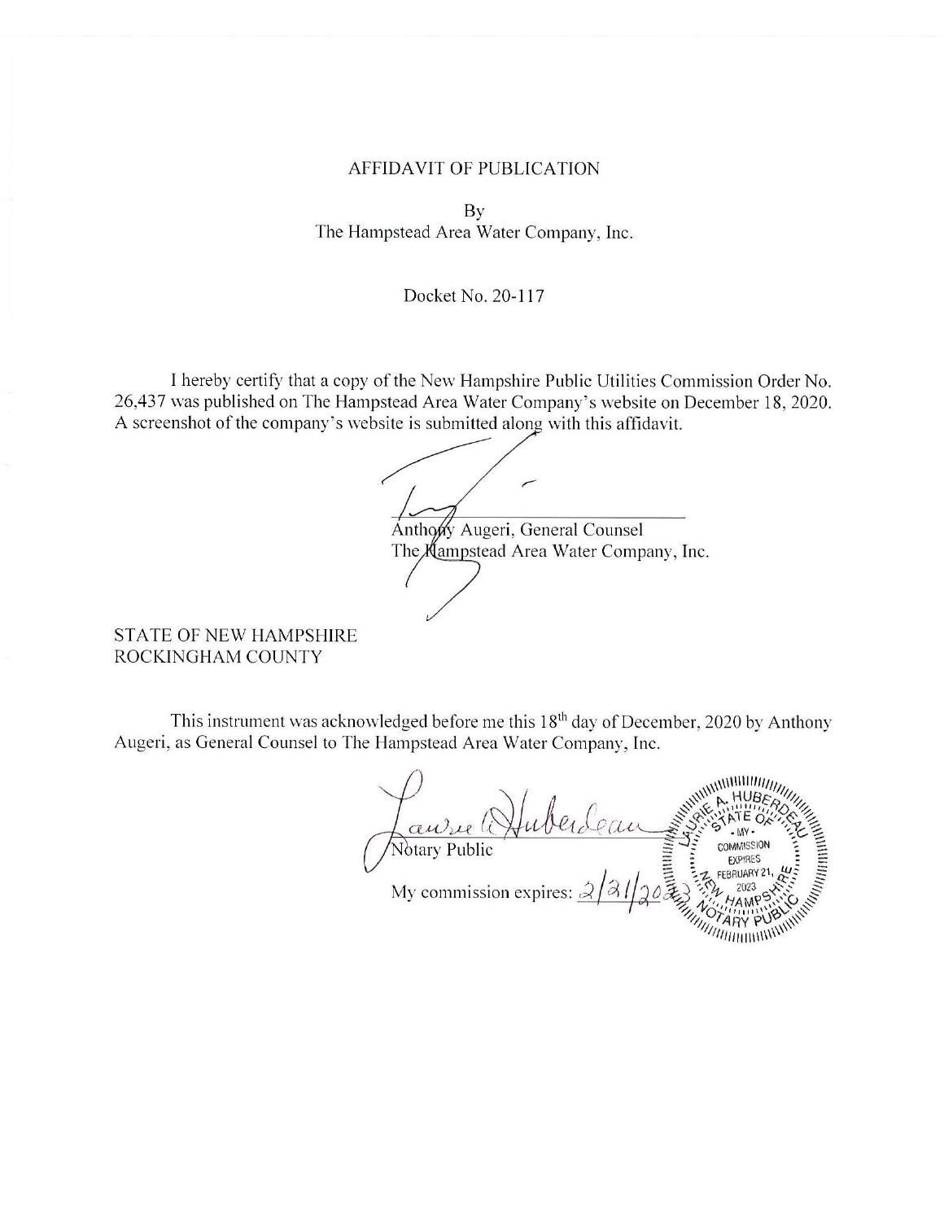# AFFIDAVIT OF PUBLICATION

By
The Hampstead Area Water Company, Inc.

Docket No. 20-117

I hereby certify that a copy of the New Hampshire Public Utilities Commission Order No. 26,437 was published on The Hampstead Area Water Company's website on December 18, 2020. A screenshot of the company's website is submitted along with this affidavit.

Anthony Augeri, General Counsel
The Hampstead Area Water Company, Inc.

STATE OF NEW HAMPSHIRE
ROCKINGHAM COUNTY

This instrument was acknowledged before me this 18th day of December, 2020 by Anthony Augeri, as General Counsel to The Hampstead Area Water Company, Inc.

Notary Public

My commission expires: 2/21/2023

LAURIE A. HUBERDEAU
STATE OF NEW HAMPSHIRE
MY COMMISSION EXPIRES FEBRUARY 21, 2023
NOTARY PUBLIC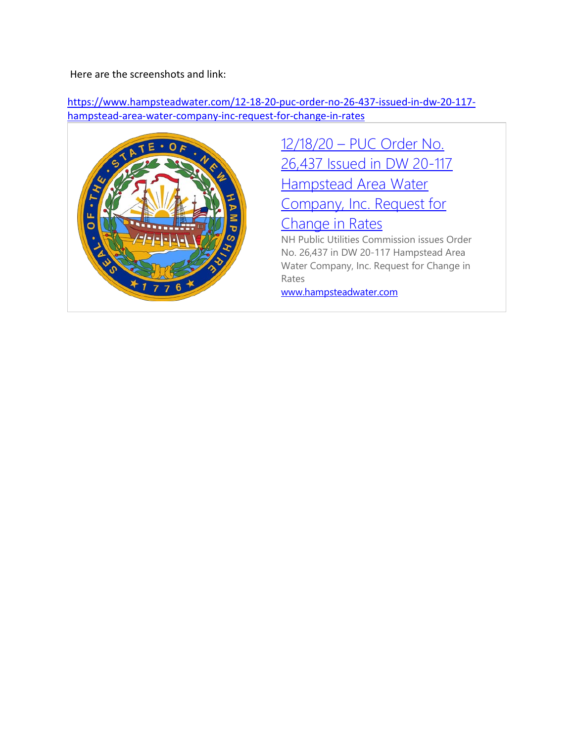Here are the screenshots and link:

https://www.hampsteadwater.com/12-18-20-puc-order-no-26-437-issued-in-dw-20-117-hampstead-area-water-company-inc-request-for-change-in-rates

12/18/20 – PUC Order No. 26,437 Issued in DW 20-117 Hampstead Area Water Company, Inc. Request for Change in Rates

NH Public Utilities Commission issues Order No. 26,437 in DW 20-117 Hampstead Area Water Company, Inc. Request for Change in Rates

www.hampsteadwater.com